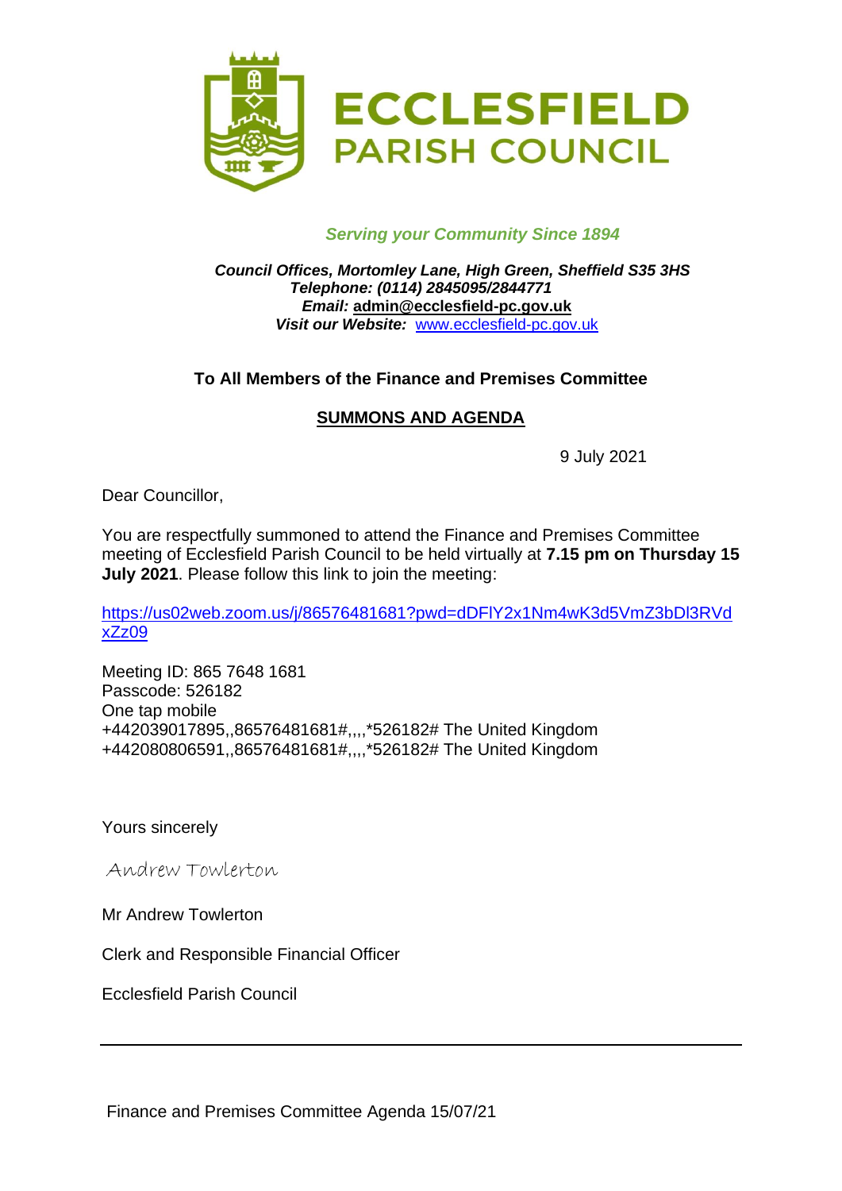# ECCLESFIELD PARISH COUNCIL

*Serving your Community Since 1894*

***Council Offices, Mortomley Lane, High Green, Sheffield S35 3HS***
***Telephone: (0114) 2845095/2844771***
***Email:* admin@ecclesfield-pc.gov.uk**
***Visit our Website:*** www.ecclesfield-pc.gov.uk

**To All Members of the Finance and Premises Committee**

**SUMMONS AND AGENDA**

9 July 2021

Dear Councillor,

You are respectfully summoned to attend the Finance and Premises Committee meeting of Ecclesfield Parish Council to be held virtually at **7.15 pm on Thursday 15 July 2021**. Please follow this link to join the meeting:

https://us02web.zoom.us/j/86576481681?pwd=dDFlY2x1Nm4wK3d5VmZ3bDl3RVdxZz09

Meeting ID: 865 7648 1681
Passcode: 526182
One tap mobile
+442039017895,,86576481681#,,,,*526182# The United Kingdom
+442080806591,,86576481681#,,,,*526182# The United Kingdom

Yours sincerely

Andrew Towlerton

Mr Andrew Towlerton

Clerk and Responsible Financial Officer

Ecclesfield Parish Council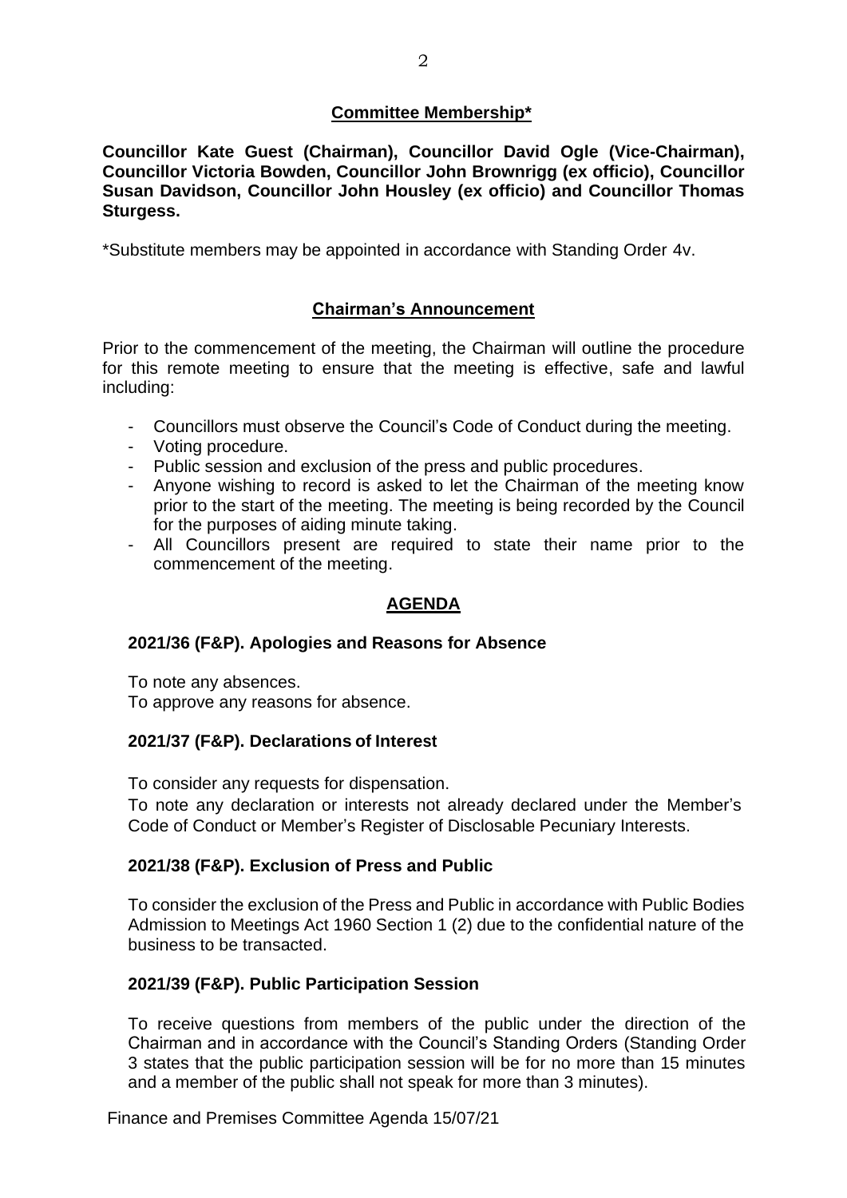## Committee Membership*

**Councillor Kate Guest (Chairman), Councillor David Ogle (Vice-Chairman), Councillor Victoria Bowden, Councillor John Brownrigg (ex officio), Councillor Susan Davidson, Councillor John Housley (ex officio) and Councillor Thomas Sturgess.**

*Substitute members may be appointed in accordance with Standing Order 4v.

## Chairman's Announcement

Prior to the commencement of the meeting, the Chairman will outline the procedure for this remote meeting to ensure that the meeting is effective, safe and lawful including:

- Councillors must observe the Council's Code of Conduct during the meeting.
- Voting procedure.
- Public session and exclusion of the press and public procedures.
- Anyone wishing to record is asked to let the Chairman of the meeting know prior to the start of the meeting. The meeting is being recorded by the Council for the purposes of aiding minute taking.
- All Councillors present are required to state their name prior to the commencement of the meeting.

## AGENDA

### 2021/36 (F&P). Apologies and Reasons for Absence

To note any absences.
To approve any reasons for absence.

### 2021/37 (F&P). Declarations of Interest

To consider any requests for dispensation.
To note any declaration or interests not already declared under the Member's Code of Conduct or Member's Register of Disclosable Pecuniary Interests.

### 2021/38 (F&P). Exclusion of Press and Public

To consider the exclusion of the Press and Public in accordance with Public Bodies Admission to Meetings Act 1960 Section 1 (2) due to the confidential nature of the business to be transacted.

### 2021/39 (F&P). Public Participation Session

To receive questions from members of the public under the direction of the Chairman and in accordance with the Council's Standing Orders (Standing Order 3 states that the public participation session will be for no more than 15 minutes and a member of the public shall not speak for more than 3 minutes).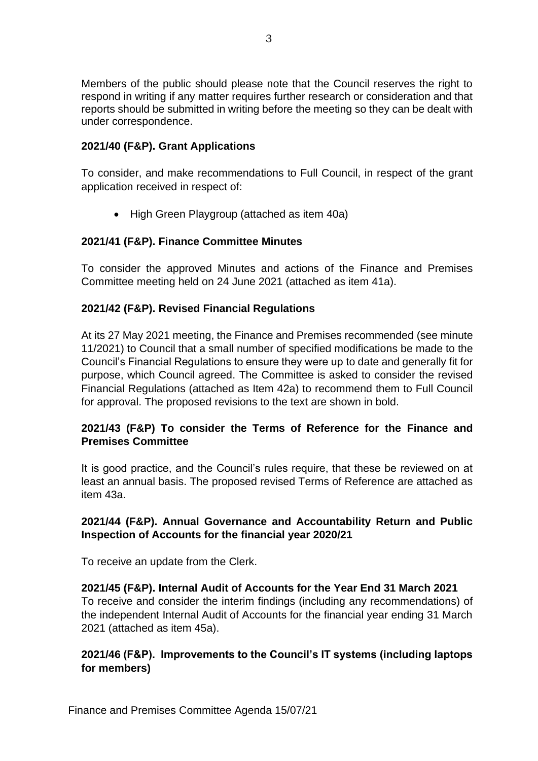Members of the public should please note that the Council reserves the right to respond in writing if any matter requires further research or consideration and that reports should be submitted in writing before the meeting so they can be dealt with under correspondence.

**2021/40 (F&P). Grant Applications**

To consider, and make recommendations to Full Council, in respect of the grant application received in respect of:

- High Green Playgroup (attached as item 40a)

**2021/41 (F&P). Finance Committee Minutes**

To consider the approved Minutes and actions of the Finance and Premises Committee meeting held on 24 June 2021 (attached as item 41a).

**2021/42 (F&P). Revised Financial Regulations**

At its 27 May 2021 meeting, the Finance and Premises recommended (see minute 11/2021) to Council that a small number of specified modifications be made to the Council's Financial Regulations to ensure they were up to date and generally fit for purpose, which Council agreed. The Committee is asked to consider the revised Financial Regulations (attached as Item 42a) to recommend them to Full Council for approval. The proposed revisions to the text are shown in bold.

**2021/43 (F&P) To consider the Terms of Reference for the Finance and Premises Committee**

It is good practice, and the Council's rules require, that these be reviewed on at least an annual basis. The proposed revised Terms of Reference are attached as item 43a.

**2021/44 (F&P). Annual Governance and Accountability Return and Public Inspection of Accounts for the financial year 2020/21**

To receive an update from the Clerk.

**2021/45 (F&P). Internal Audit of Accounts for the Year End 31 March 2021**

To receive and consider the interim findings (including any recommendations) of the independent Internal Audit of Accounts for the financial year ending 31 March 2021 (attached as item 45a).

**2021/46 (F&P). Improvements to the Council's IT systems (including laptops for members)**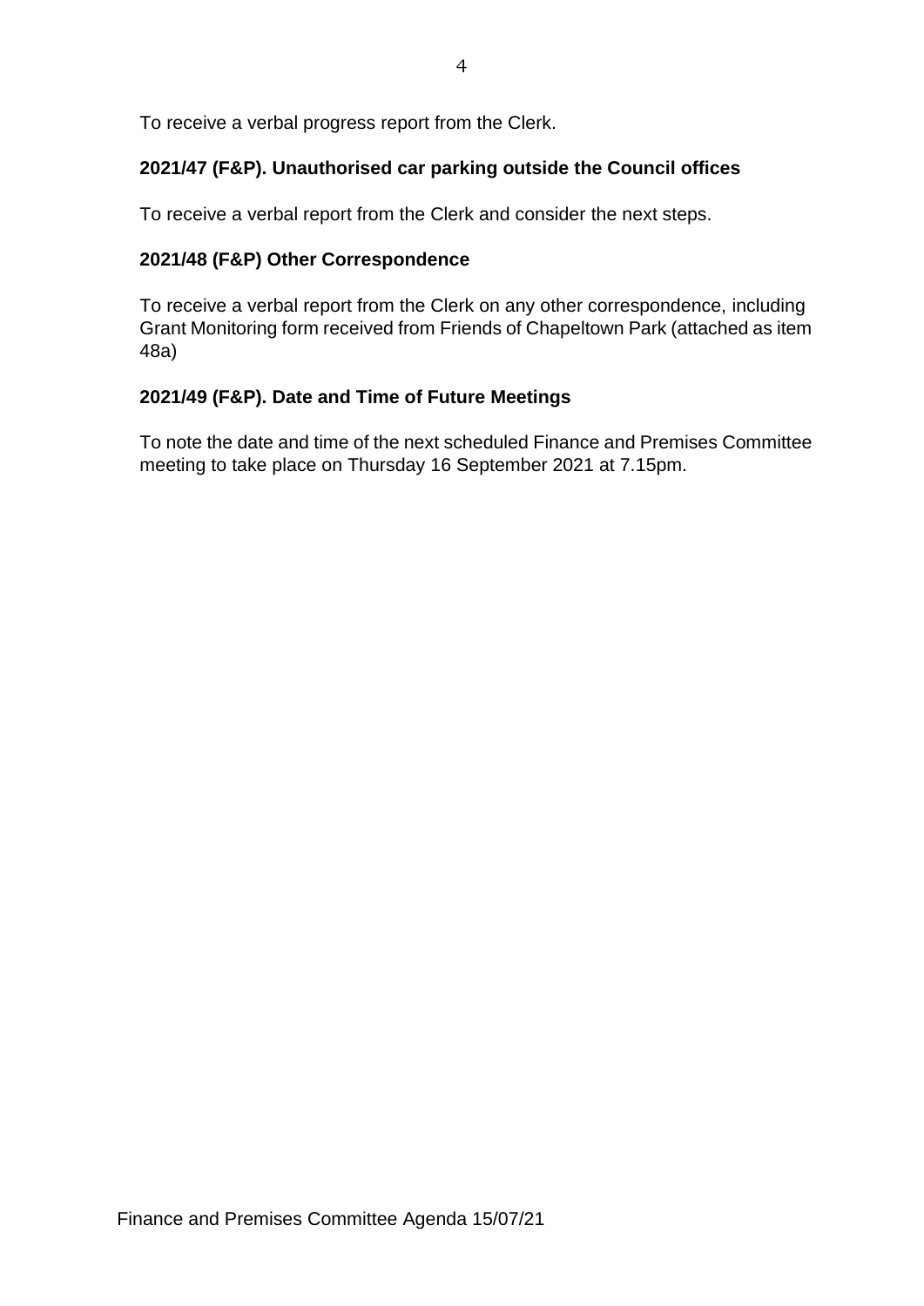To receive a verbal progress report from the Clerk.

### 2021/47 (F&P). Unauthorised car parking outside the Council offices

To receive a verbal report from the Clerk and consider the next steps.

### 2021/48 (F&P) Other Correspondence

To receive a verbal report from the Clerk on any other correspondence, including Grant Monitoring form received from Friends of Chapeltown Park (attached as item 48a)

### 2021/49 (F&P). Date and Time of Future Meetings

To note the date and time of the next scheduled Finance and Premises Committee meeting to take place on Thursday 16 September 2021 at 7.15pm.